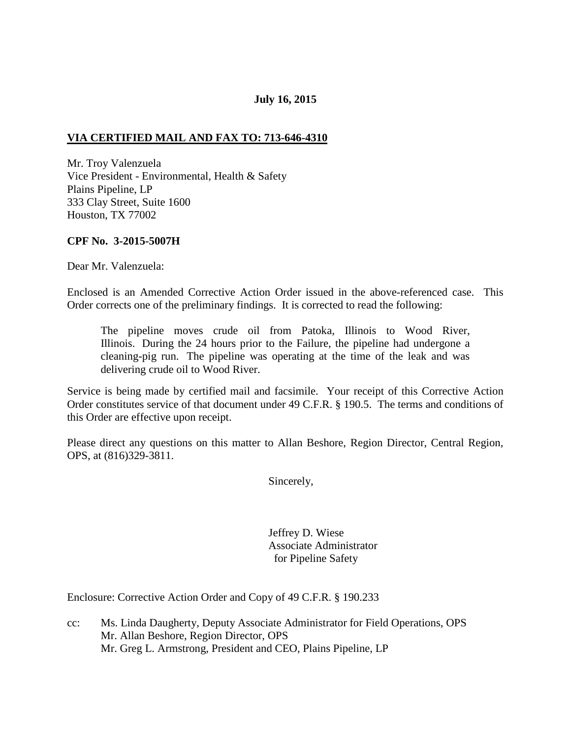**July 16, 2015**

**VIA CERTIFIED MAIL AND FAX TO: 713-646-4310**

Mr. Troy Valenzuela
Vice President - Environmental, Health & Safety
Plains Pipeline, LP
333 Clay Street, Suite 1600
Houston, TX 77002

**CPF No. 3-2015-5007H**

Dear Mr. Valenzuela:

Enclosed is an Amended Corrective Action Order issued in the above-referenced case. This Order corrects one of the preliminary findings. It is corrected to read the following:

> The pipeline moves crude oil from Patoka, Illinois to Wood River, Illinois. During the 24 hours prior to the Failure, the pipeline had undergone a cleaning-pig run. The pipeline was operating at the time of the leak and was delivering crude oil to Wood River.

Service is being made by certified mail and facsimile. Your receipt of this Corrective Action Order constitutes service of that document under 49 C.F.R. § 190.5. The terms and conditions of this Order are effective upon receipt.

Please direct any questions on this matter to Allan Beshore, Region Director, Central Region, OPS, at (816)329-3811.

Sincerely,

Jeffrey D. Wiese
Associate Administrator
for Pipeline Safety

Enclosure: Corrective Action Order and Copy of 49 C.F.R. § 190.233

cc: Ms. Linda Daugherty, Deputy Associate Administrator for Field Operations, OPS
Mr. Allan Beshore, Region Director, OPS
Mr. Greg L. Armstrong, President and CEO, Plains Pipeline, LP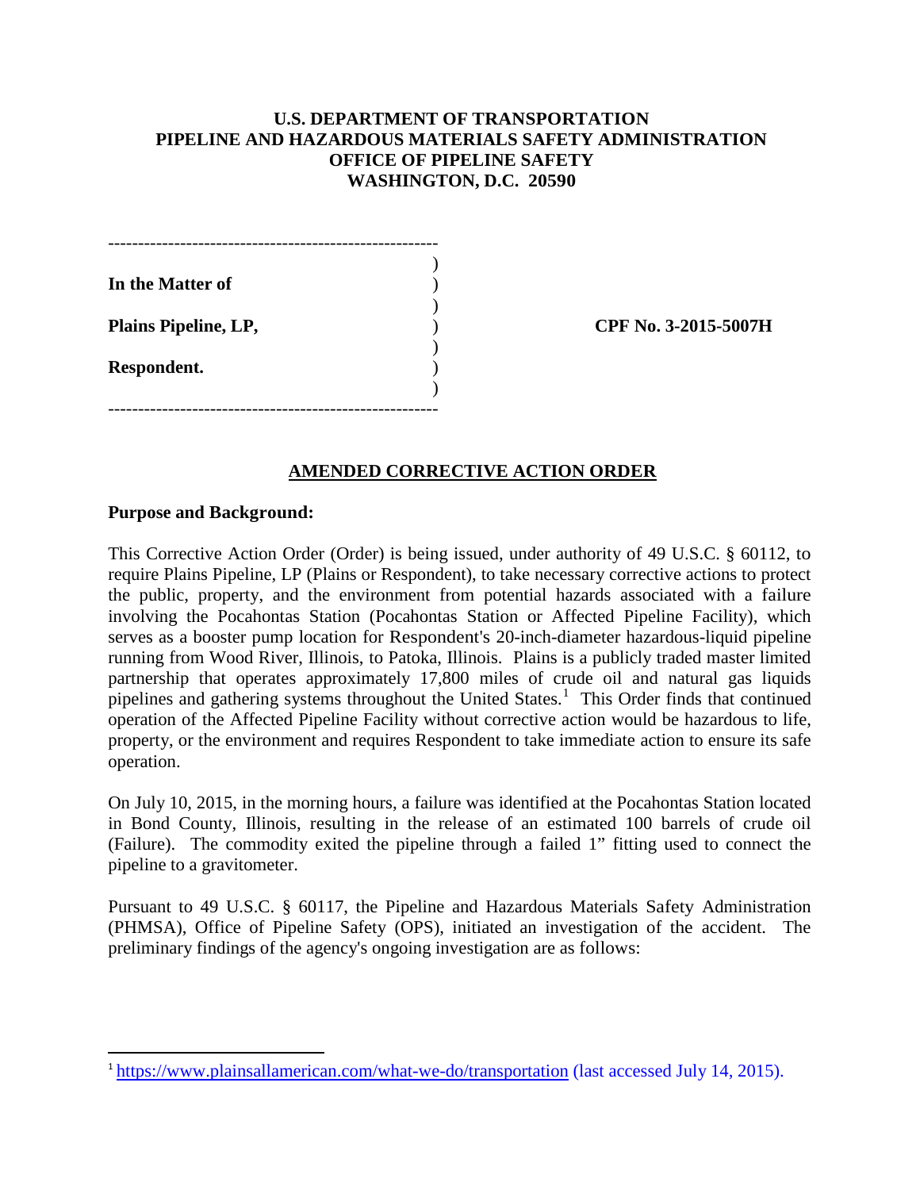**U.S. DEPARTMENT OF TRANSPORTATION**
**PIPELINE AND HAZARDOUS MATERIALS SAFETY ADMINISTRATION**
**OFFICE OF PIPELINE SAFETY**
**WASHINGTON, D.C. 20590**

| | |
|---|---|
| **In the Matter of** | |
| **Plains Pipeline, LP,** | **CPF No. 3-2015-5007H** |
| **Respondent.** | |

## AMENDED CORRECTIVE ACTION ORDER

**Purpose and Background:**

This Corrective Action Order (Order) is being issued, under authority of 49 U.S.C. § 60112, to require Plains Pipeline, LP (Plains or Respondent), to take necessary corrective actions to protect the public, property, and the environment from potential hazards associated with a failure involving the Pocahontas Station (Pocahontas Station or Affected Pipeline Facility), which serves as a booster pump location for Respondent's 20-inch-diameter hazardous-liquid pipeline running from Wood River, Illinois, to Patoka, Illinois. Plains is a publicly traded master limited partnership that operates approximately 17,800 miles of crude oil and natural gas liquids pipelines and gathering systems throughout the United States.[1] This Order finds that continued operation of the Affected Pipeline Facility without corrective action would be hazardous to life, property, or the environment and requires Respondent to take immediate action to ensure its safe operation.

On July 10, 2015, in the morning hours, a failure was identified at the Pocahontas Station located in Bond County, Illinois, resulting in the release of an estimated 100 barrels of crude oil (Failure). The commodity exited the pipeline through a failed 1" fitting used to connect the pipeline to a gravitometer.

Pursuant to 49 U.S.C. § 60117, the Pipeline and Hazardous Materials Safety Administration (PHMSA), Office of Pipeline Safety (OPS), initiated an investigation of the accident. The preliminary findings of the agency's ongoing investigation are as follows:

[1] https://www.plainsallamerican.com/what-we-do/transportation (last accessed July 14, 2015).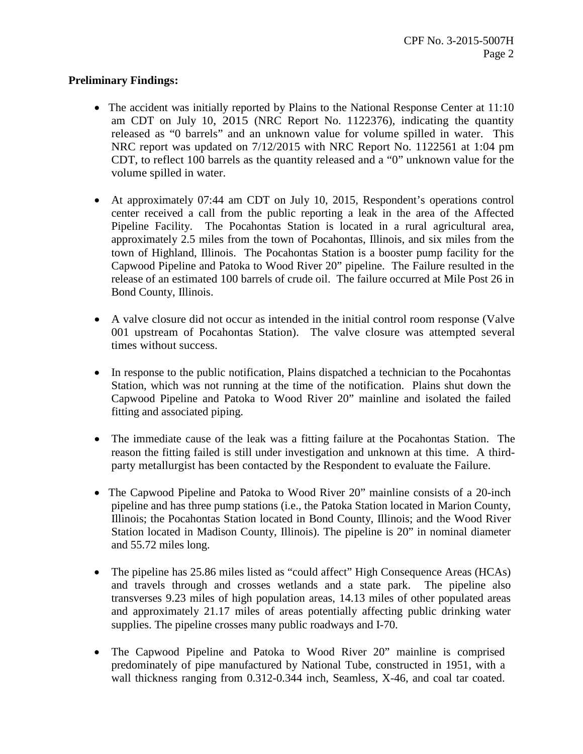**Preliminary Findings:**

- The accident was initially reported by Plains to the National Response Center at 11:10 am CDT on July 10, 2015 (NRC Report No. 1122376), indicating the quantity released as "0 barrels" and an unknown value for volume spilled in water. This NRC report was updated on 7/12/2015 with NRC Report No. 1122561 at 1:04 pm CDT, to reflect 100 barrels as the quantity released and a "0" unknown value for the volume spilled in water.

- At approximately 07:44 am CDT on July 10, 2015, Respondent's operations control center received a call from the public reporting a leak in the area of the Affected Pipeline Facility. The Pocahontas Station is located in a rural agricultural area, approximately 2.5 miles from the town of Pocahontas, Illinois, and six miles from the town of Highland, Illinois. The Pocahontas Station is a booster pump facility for the Capwood Pipeline and Patoka to Wood River 20" pipeline. The Failure resulted in the release of an estimated 100 barrels of crude oil. The failure occurred at Mile Post 26 in Bond County, Illinois.

- A valve closure did not occur as intended in the initial control room response (Valve 001 upstream of Pocahontas Station). The valve closure was attempted several times without success.

- In response to the public notification, Plains dispatched a technician to the Pocahontas Station, which was not running at the time of the notification. Plains shut down the Capwood Pipeline and Patoka to Wood River 20" mainline and isolated the failed fitting and associated piping.

- The immediate cause of the leak was a fitting failure at the Pocahontas Station. The reason the fitting failed is still under investigation and unknown at this time. A third-party metallurgist has been contacted by the Respondent to evaluate the Failure.

- The Capwood Pipeline and Patoka to Wood River 20" mainline consists of a 20-inch pipeline and has three pump stations (i.e., the Patoka Station located in Marion County, Illinois; the Pocahontas Station located in Bond County, Illinois; and the Wood River Station located in Madison County, Illinois). The pipeline is 20" in nominal diameter and 55.72 miles long.

- The pipeline has 25.86 miles listed as "could affect" High Consequence Areas (HCAs) and travels through and crosses wetlands and a state park. The pipeline also transverses 9.23 miles of high population areas, 14.13 miles of other populated areas and approximately 21.17 miles of areas potentially affecting public drinking water supplies. The pipeline crosses many public roadways and I-70.

- The Capwood Pipeline and Patoka to Wood River 20" mainline is comprised predominately of pipe manufactured by National Tube, constructed in 1951, with a wall thickness ranging from 0.312-0.344 inch, Seamless, X-46, and coal tar coated.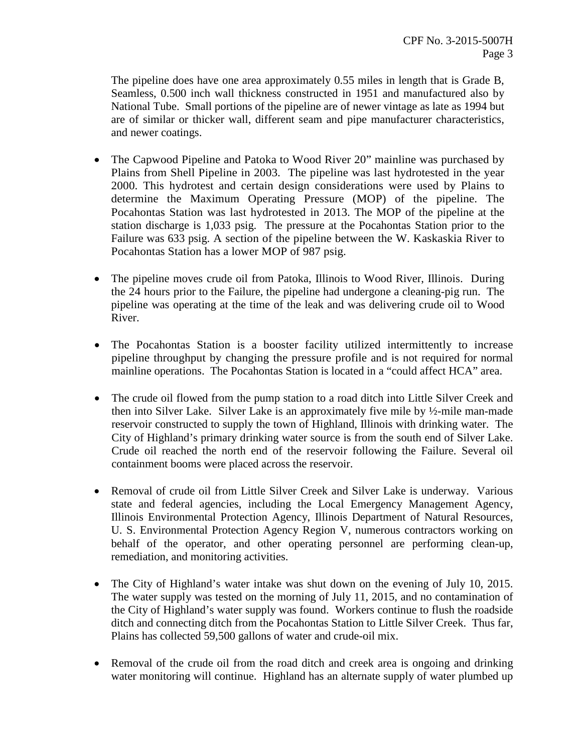The pipeline does have one area approximately 0.55 miles in length that is Grade B, Seamless, 0.500 inch wall thickness constructed in 1951 and manufactured also by National Tube. Small portions of the pipeline are of newer vintage as late as 1994 but are of similar or thicker wall, different seam and pipe manufacturer characteristics, and newer coatings.

- The Capwood Pipeline and Patoka to Wood River 20" mainline was purchased by Plains from Shell Pipeline in 2003. The pipeline was last hydrotested in the year 2000. This hydrotest and certain design considerations were used by Plains to determine the Maximum Operating Pressure (MOP) of the pipeline. The Pocahontas Station was last hydrotested in 2013. The MOP of the pipeline at the station discharge is 1,033 psig. The pressure at the Pocahontas Station prior to the Failure was 633 psig. A section of the pipeline between the W. Kaskaskia River to Pocahontas Station has a lower MOP of 987 psig.

- The pipeline moves crude oil from Patoka, Illinois to Wood River, Illinois. During the 24 hours prior to the Failure, the pipeline had undergone a cleaning-pig run. The pipeline was operating at the time of the leak and was delivering crude oil to Wood River.

- The Pocahontas Station is a booster facility utilized intermittently to increase pipeline throughput by changing the pressure profile and is not required for normal mainline operations. The Pocahontas Station is located in a "could affect HCA" area.

- The crude oil flowed from the pump station to a road ditch into Little Silver Creek and then into Silver Lake. Silver Lake is an approximately five mile by ½-mile man-made reservoir constructed to supply the town of Highland, Illinois with drinking water. The City of Highland's primary drinking water source is from the south end of Silver Lake. Crude oil reached the north end of the reservoir following the Failure. Several oil containment booms were placed across the reservoir.

- Removal of crude oil from Little Silver Creek and Silver Lake is underway. Various state and federal agencies, including the Local Emergency Management Agency, Illinois Environmental Protection Agency, Illinois Department of Natural Resources, U. S. Environmental Protection Agency Region V, numerous contractors working on behalf of the operator, and other operating personnel are performing clean-up, remediation, and monitoring activities.

- The City of Highland's water intake was shut down on the evening of July 10, 2015. The water supply was tested on the morning of July 11, 2015, and no contamination of the City of Highland's water supply was found. Workers continue to flush the roadside ditch and connecting ditch from the Pocahontas Station to Little Silver Creek. Thus far, Plains has collected 59,500 gallons of water and crude-oil mix.

- Removal of the crude oil from the road ditch and creek area is ongoing and drinking water monitoring will continue. Highland has an alternate supply of water plumbed up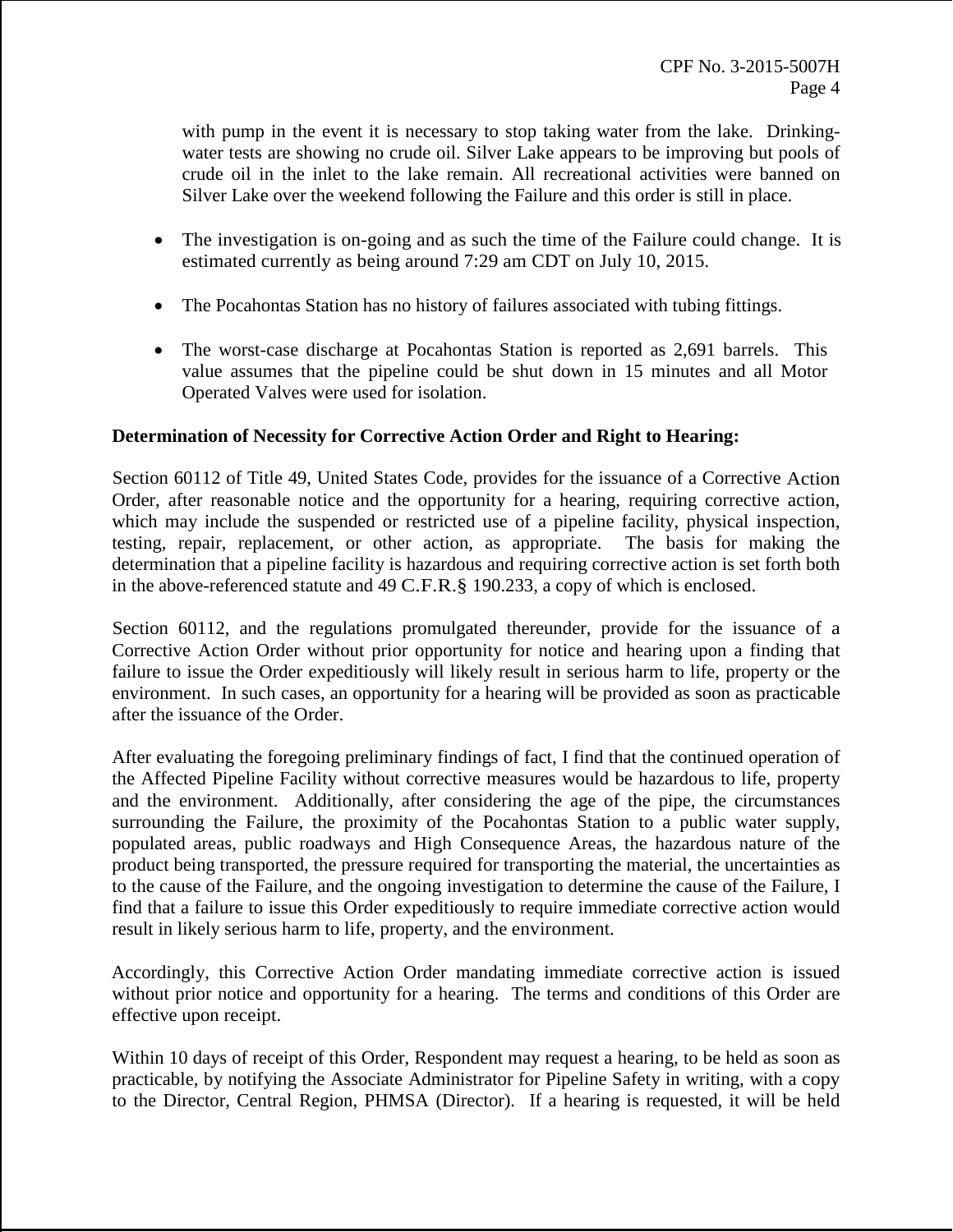with pump in the event it is necessary to stop taking water from the lake. Drinking-water tests are showing no crude oil. Silver Lake appears to be improving but pools of crude oil in the inlet to the lake remain. All recreational activities were banned on Silver Lake over the weekend following the Failure and this order is still in place.

- The investigation is on-going and as such the time of the Failure could change. It is estimated currently as being around 7:29 am CDT on July 10, 2015.
- The Pocahontas Station has no history of failures associated with tubing fittings.
- The worst-case discharge at Pocahontas Station is reported as 2,691 barrels. This value assumes that the pipeline could be shut down in 15 minutes and all Motor Operated Valves were used for isolation.

**Determination of Necessity for Corrective Action Order and Right to Hearing:**

Section 60112 of Title 49, United States Code, provides for the issuance of a Corrective Action Order, after reasonable notice and the opportunity for a hearing, requiring corrective action, which may include the suspended or restricted use of a pipeline facility, physical inspection, testing, repair, replacement, or other action, as appropriate. The basis for making the determination that a pipeline facility is hazardous and requiring corrective action is set forth both in the above-referenced statute and 49 C.F.R.§ 190.233, a copy of which is enclosed.

Section 60112, and the regulations promulgated thereunder, provide for the issuance of a Corrective Action Order without prior opportunity for notice and hearing upon a finding that failure to issue the Order expeditiously will likely result in serious harm to life, property or the environment. In such cases, an opportunity for a hearing will be provided as soon as practicable after the issuance of the Order.

After evaluating the foregoing preliminary findings of fact, I find that the continued operation of the Affected Pipeline Facility without corrective measures would be hazardous to life, property and the environment. Additionally, after considering the age of the pipe, the circumstances surrounding the Failure, the proximity of the Pocahontas Station to a public water supply, populated areas, public roadways and High Consequence Areas, the hazardous nature of the product being transported, the pressure required for transporting the material, the uncertainties as to the cause of the Failure, and the ongoing investigation to determine the cause of the Failure, I find that a failure to issue this Order expeditiously to require immediate corrective action would result in likely serious harm to life, property, and the environment.

Accordingly, this Corrective Action Order mandating immediate corrective action is issued without prior notice and opportunity for a hearing. The terms and conditions of this Order are effective upon receipt.

Within 10 days of receipt of this Order, Respondent may request a hearing, to be held as soon as practicable, by notifying the Associate Administrator for Pipeline Safety in writing, with a copy to the Director, Central Region, PHMSA (Director). If a hearing is requested, it will be held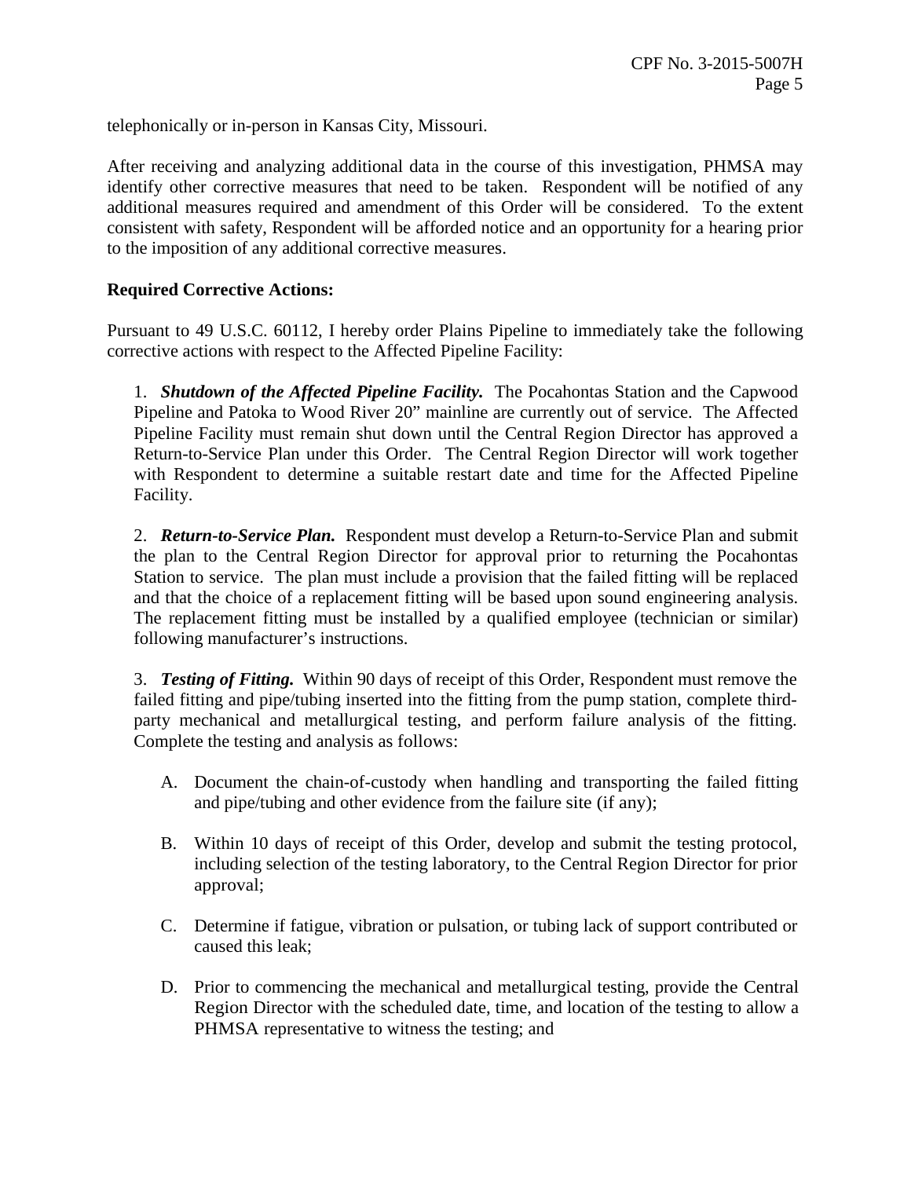telephonically or in-person in Kansas City, Missouri.

After receiving and analyzing additional data in the course of this investigation, PHMSA may identify other corrective measures that need to be taken. Respondent will be notified of any additional measures required and amendment of this Order will be considered. To the extent consistent with safety, Respondent will be afforded notice and an opportunity for a hearing prior to the imposition of any additional corrective measures.

**Required Corrective Actions:**

Pursuant to 49 U.S.C. 60112, I hereby order Plains Pipeline to immediately take the following corrective actions with respect to the Affected Pipeline Facility:

1. ***Shutdown of the Affected Pipeline Facility.*** The Pocahontas Station and the Capwood Pipeline and Patoka to Wood River 20" mainline are currently out of service. The Affected Pipeline Facility must remain shut down until the Central Region Director has approved a Return-to-Service Plan under this Order. The Central Region Director will work together with Respondent to determine a suitable restart date and time for the Affected Pipeline Facility.

2. ***Return-to-Service Plan.*** Respondent must develop a Return-to-Service Plan and submit the plan to the Central Region Director for approval prior to returning the Pocahontas Station to service. The plan must include a provision that the failed fitting will be replaced and that the choice of a replacement fitting will be based upon sound engineering analysis. The replacement fitting must be installed by a qualified employee (technician or similar) following manufacturer's instructions.

3. ***Testing of Fitting.*** Within 90 days of receipt of this Order, Respondent must remove the failed fitting and pipe/tubing inserted into the fitting from the pump station, complete third-party mechanical and metallurgical testing, and perform failure analysis of the fitting. Complete the testing and analysis as follows:

   A. Document the chain-of-custody when handling and transporting the failed fitting and pipe/tubing and other evidence from the failure site (if any);

   B. Within 10 days of receipt of this Order, develop and submit the testing protocol, including selection of the testing laboratory, to the Central Region Director for prior approval;

   C. Determine if fatigue, vibration or pulsation, or tubing lack of support contributed or caused this leak;

   D. Prior to commencing the mechanical and metallurgical testing, provide the Central Region Director with the scheduled date, time, and location of the testing to allow a PHMSA representative to witness the testing; and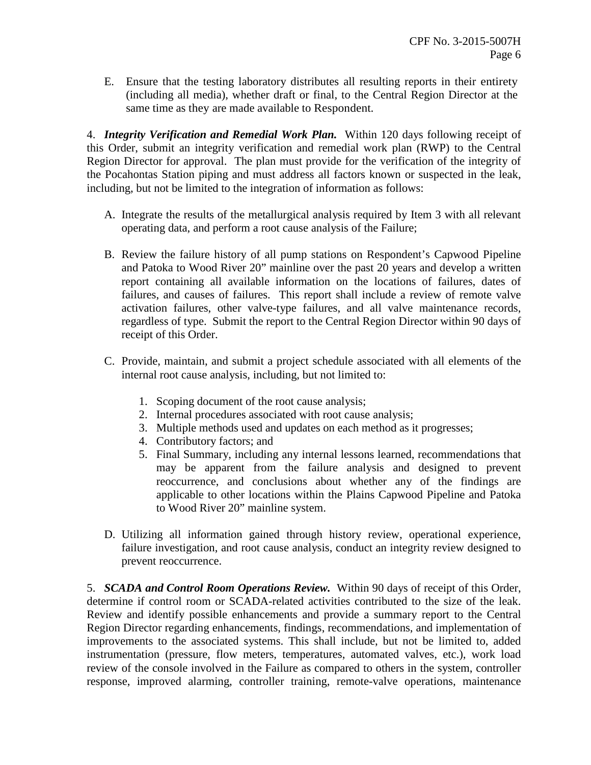E. Ensure that the testing laboratory distributes all resulting reports in their entirety (including all media), whether draft or final, to the Central Region Director at the same time as they are made available to Respondent.

4. ***Integrity Verification and Remedial Work Plan.*** Within 120 days following receipt of this Order, submit an integrity verification and remedial work plan (RWP) to the Central Region Director for approval. The plan must provide for the verification of the integrity of the Pocahontas Station piping and must address all factors known or suspected in the leak, including, but not be limited to the integration of information as follows:

A. Integrate the results of the metallurgical analysis required by Item 3 with all relevant operating data, and perform a root cause analysis of the Failure;

B. Review the failure history of all pump stations on Respondent's Capwood Pipeline and Patoka to Wood River 20" mainline over the past 20 years and develop a written report containing all available information on the locations of failures, dates of failures, and causes of failures. This report shall include a review of remote valve activation failures, other valve-type failures, and all valve maintenance records, regardless of type. Submit the report to the Central Region Director within 90 days of receipt of this Order.

C. Provide, maintain, and submit a project schedule associated with all elements of the internal root cause analysis, including, but not limited to:

   1. Scoping document of the root cause analysis;
   2. Internal procedures associated with root cause analysis;
   3. Multiple methods used and updates on each method as it progresses;
   4. Contributory factors; and
   5. Final Summary, including any internal lessons learned, recommendations that may be apparent from the failure analysis and designed to prevent reoccurrence, and conclusions about whether any of the findings are applicable to other locations within the Plains Capwood Pipeline and Patoka to Wood River 20" mainline system.

D. Utilizing all information gained through history review, operational experience, failure investigation, and root cause analysis, conduct an integrity review designed to prevent reoccurrence.

5. ***SCADA and Control Room Operations Review.*** Within 90 days of receipt of this Order, determine if control room or SCADA-related activities contributed to the size of the leak. Review and identify possible enhancements and provide a summary report to the Central Region Director regarding enhancements, findings, recommendations, and implementation of improvements to the associated systems. This shall include, but not be limited to, added instrumentation (pressure, flow meters, temperatures, automated valves, etc.), work load review of the console involved in the Failure as compared to others in the system, controller response, improved alarming, controller training, remote-valve operations, maintenance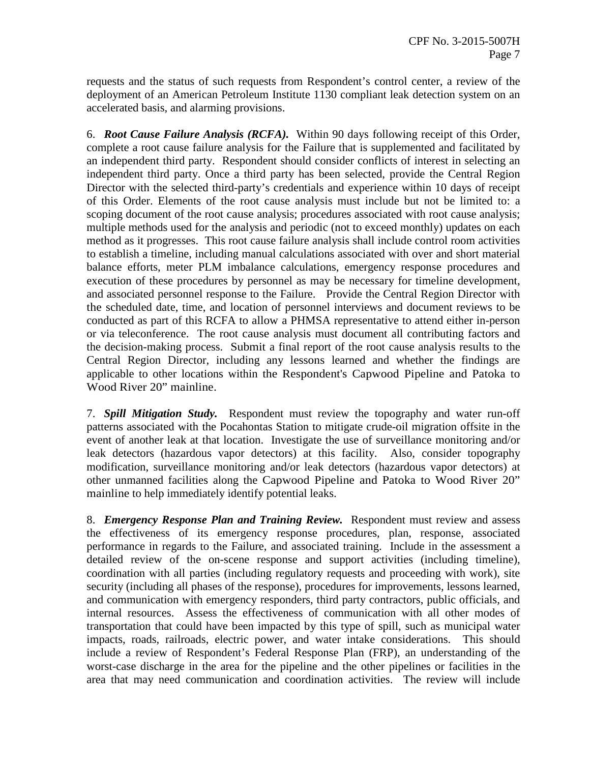requests and the status of such requests from Respondent's control center, a review of the deployment of an American Petroleum Institute 1130 compliant leak detection system on an accelerated basis, and alarming provisions.

6. ***Root Cause Failure Analysis (RCFA).*** Within 90 days following receipt of this Order, complete a root cause failure analysis for the Failure that is supplemented and facilitated by an independent third party. Respondent should consider conflicts of interest in selecting an independent third party. Once a third party has been selected, provide the Central Region Director with the selected third-party's credentials and experience within 10 days of receipt of this Order. Elements of the root cause analysis must include but not be limited to: a scoping document of the root cause analysis; procedures associated with root cause analysis; multiple methods used for the analysis and periodic (not to exceed monthly) updates on each method as it progresses. This root cause failure analysis shall include control room activities to establish a timeline, including manual calculations associated with over and short material balance efforts, meter PLM imbalance calculations, emergency response procedures and execution of these procedures by personnel as may be necessary for timeline development, and associated personnel response to the Failure. Provide the Central Region Director with the scheduled date, time, and location of personnel interviews and document reviews to be conducted as part of this RCFA to allow a PHMSA representative to attend either in-person or via teleconference. The root cause analysis must document all contributing factors and the decision-making process. Submit a final report of the root cause analysis results to the Central Region Director, including any lessons learned and whether the findings are applicable to other locations within the Respondent's Capwood Pipeline and Patoka to Wood River 20" mainline.

7. ***Spill Mitigation Study.*** Respondent must review the topography and water run-off patterns associated with the Pocahontas Station to mitigate crude-oil migration offsite in the event of another leak at that location. Investigate the use of surveillance monitoring and/or leak detectors (hazardous vapor detectors) at this facility. Also, consider topography modification, surveillance monitoring and/or leak detectors (hazardous vapor detectors) at other unmanned facilities along the Capwood Pipeline and Patoka to Wood River 20" mainline to help immediately identify potential leaks.

8. ***Emergency Response Plan and Training Review.*** Respondent must review and assess the effectiveness of its emergency response procedures, plan, response, associated performance in regards to the Failure, and associated training. Include in the assessment a detailed review of the on-scene response and support activities (including timeline), coordination with all parties (including regulatory requests and proceeding with work), site security (including all phases of the response), procedures for improvements, lessons learned, and communication with emergency responders, third party contractors, public officials, and internal resources. Assess the effectiveness of communication with all other modes of transportation that could have been impacted by this type of spill, such as municipal water impacts, roads, railroads, electric power, and water intake considerations. This should include a review of Respondent's Federal Response Plan (FRP), an understanding of the worst-case discharge in the area for the pipeline and the other pipelines or facilities in the area that may need communication and coordination activities. The review will include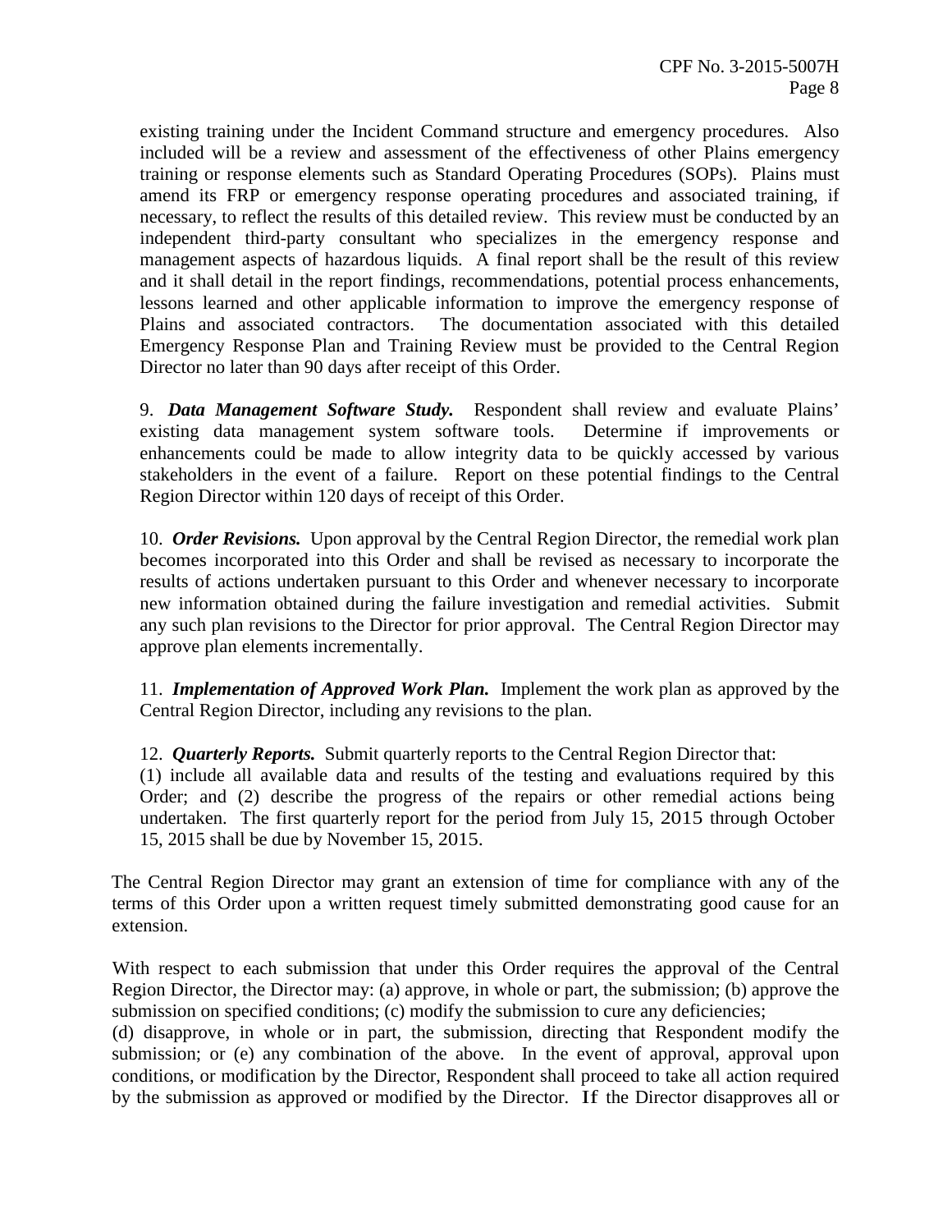existing training under the Incident Command structure and emergency procedures. Also included will be a review and assessment of the effectiveness of other Plains emergency training or response elements such as Standard Operating Procedures (SOPs). Plains must amend its FRP or emergency response operating procedures and associated training, if necessary, to reflect the results of this detailed review. This review must be conducted by an independent third-party consultant who specializes in the emergency response and management aspects of hazardous liquids. A final report shall be the result of this review and it shall detail in the report findings, recommendations, potential process enhancements, lessons learned and other applicable information to improve the emergency response of Plains and associated contractors. The documentation associated with this detailed Emergency Response Plan and Training Review must be provided to the Central Region Director no later than 90 days after receipt of this Order.

9. ***Data Management Software Study.*** Respondent shall review and evaluate Plains' existing data management system software tools. Determine if improvements or enhancements could be made to allow integrity data to be quickly accessed by various stakeholders in the event of a failure. Report on these potential findings to the Central Region Director within 120 days of receipt of this Order.

10. ***Order Revisions.*** Upon approval by the Central Region Director, the remedial work plan becomes incorporated into this Order and shall be revised as necessary to incorporate the results of actions undertaken pursuant to this Order and whenever necessary to incorporate new information obtained during the failure investigation and remedial activities. Submit any such plan revisions to the Director for prior approval. The Central Region Director may approve plan elements incrementally.

11. ***Implementation of Approved Work Plan.*** Implement the work plan as approved by the Central Region Director, including any revisions to the plan.

12. ***Quarterly Reports.*** Submit quarterly reports to the Central Region Director that: (1) include all available data and results of the testing and evaluations required by this Order; and (2) describe the progress of the repairs or other remedial actions being undertaken. The first quarterly report for the period from July 15, 2015 through October 15, 2015 shall be due by November 15, 2015.

The Central Region Director may grant an extension of time for compliance with any of the terms of this Order upon a written request timely submitted demonstrating good cause for an extension.

With respect to each submission that under this Order requires the approval of the Central Region Director, the Director may: (a) approve, in whole or part, the submission; (b) approve the submission on specified conditions; (c) modify the submission to cure any deficiencies; (d) disapprove, in whole or in part, the submission, directing that Respondent modify the submission; or (e) any combination of the above. In the event of approval, approval upon conditions, or modification by the Director, Respondent shall proceed to take all action required by the submission as approved or modified by the Director. If the Director disapproves all or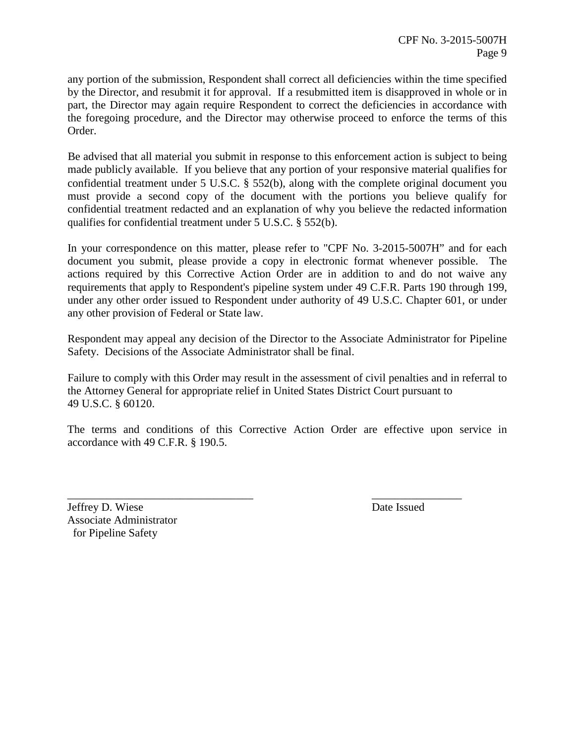any portion of the submission, Respondent shall correct all deficiencies within the time specified by the Director, and resubmit it for approval. If a resubmitted item is disapproved in whole or in part, the Director may again require Respondent to correct the deficiencies in accordance with the foregoing procedure, and the Director may otherwise proceed to enforce the terms of this Order.

Be advised that all material you submit in response to this enforcement action is subject to being made publicly available. If you believe that any portion of your responsive material qualifies for confidential treatment under 5 U.S.C. § 552(b), along with the complete original document you must provide a second copy of the document with the portions you believe qualify for confidential treatment redacted and an explanation of why you believe the redacted information qualifies for confidential treatment under 5 U.S.C. § 552(b).

In your correspondence on this matter, please refer to "CPF No. 3-2015-5007H" and for each document you submit, please provide a copy in electronic format whenever possible. The actions required by this Corrective Action Order are in addition to and do not waive any requirements that apply to Respondent's pipeline system under 49 C.F.R. Parts 190 through 199, under any other order issued to Respondent under authority of 49 U.S.C. Chapter 601, or under any other provision of Federal or State law.

Respondent may appeal any decision of the Director to the Associate Administrator for Pipeline Safety. Decisions of the Associate Administrator shall be final.

Failure to comply with this Order may result in the assessment of civil penalties and in referral to the Attorney General for appropriate relief in United States District Court pursuant to 49 U.S.C. § 60120.

The terms and conditions of this Corrective Action Order are effective upon service in accordance with 49 C.F.R. § 190.5.

\_\_\_\_\_\_\_\_\_\_\_\_\_\_\_\_\_\_\_\_\_\_\_\_\_\_\_\_\_\_\_\_\_\_ &nbsp;&nbsp;&nbsp;&nbsp;&nbsp;&nbsp;&nbsp;&nbsp;&nbsp;&nbsp;&nbsp;&nbsp; \_\_\_\_\_\_\_\_\_\_\_\_\_\_\_\_

Jeffrey D. Wiese &nbsp;&nbsp;&nbsp;&nbsp;&nbsp;&nbsp;&nbsp;&nbsp;&nbsp;&nbsp;&nbsp;&nbsp;&nbsp;&nbsp;&nbsp;&nbsp;&nbsp;&nbsp;&nbsp;&nbsp;&nbsp;&nbsp;&nbsp;&nbsp;&nbsp;&nbsp;&nbsp;&nbsp;&nbsp;&nbsp;&nbsp;&nbsp; Date Issued
Associate Administrator
for Pipeline Safety